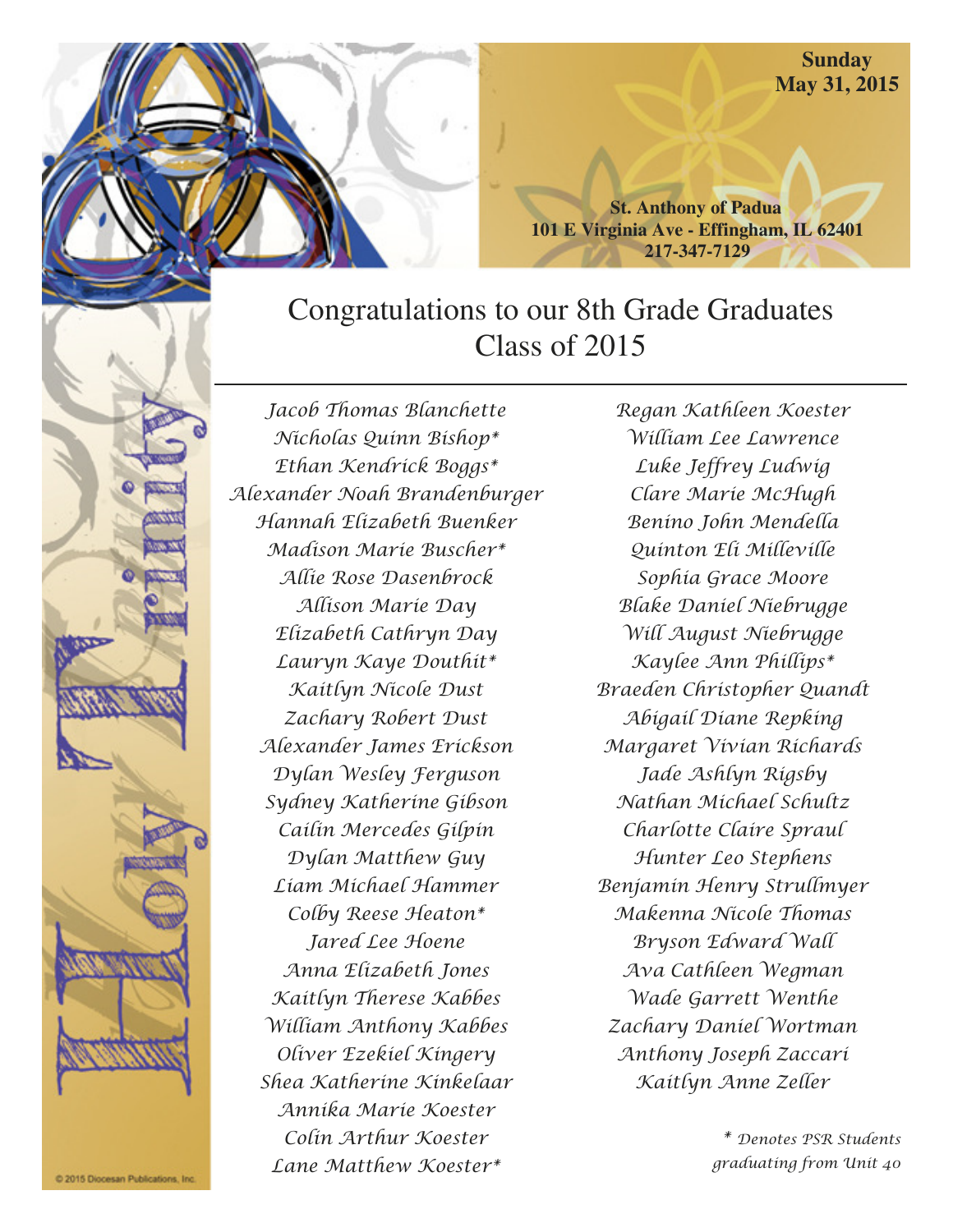**Sunday**
**May 31, 2015**

**St. Anthony of Padua**
**101 E Virginia Ave - Effingham, IL 62401**
**217-347-7129**

Holy Trinity

# Congratulations to our 8th Grade Graduates
# Class of 2015

*Jacob Thomas Blanchette*
*Nicholas Quinn Bishop**
*Ethan Kendrick Boggs**
*Alexander Noah Brandenburger*
*Hannah Elizabeth Buenker*
*Madison Marie Buscher**
*Allie Rose Dasenbrock*
*Allison Marie Day*
*Elizabeth Cathryn Day*
*Lauryn Kaye Douthit**
*Kaitlyn Nicole Dust*
*Zachary Robert Dust*
*Alexander James Erickson*
*Dylan Wesley Ferguson*
*Sydney Katherine Gibson*
*Cailin Mercedes Gilpin*
*Dylan Matthew Guy*
*Liam Michael Hammer*
*Colby Reese Heaton**
*Jared Lee Hoene*
*Anna Elizabeth Jones*
*Kaitlyn Therese Kabbes*
*William Anthony Kabbes*
*Oliver Ezekiel Kingery*
*Shea Katherine Kinkelaar*
*Annika Marie Koester*
*Colin Arthur Koester*
*Lane Matthew Koester**
*Regan Kathleen Koester*
*William Lee Lawrence*
*Luke Jeffrey Ludwig*
*Clare Marie McHugh*
*Benino John Mendella*
*Quinton Eli Milleville*
*Sophia Grace Moore*
*Blake Daniel Niebrugge*
*Will August Niebrugge*
*Kaylee Ann Phillips**
*Braeden Christopher Quandt*
*Abigail Diane Repking*
*Margaret Vivian Richards*
*Jade Ashlyn Rigsby*
*Nathan Michael Schultz*
*Charlotte Claire Spraul*
*Hunter Leo Stephens*
*Benjamin Henry Strullmyer*
*Makenna Nicole Thomas*
*Bryson Edward Wall*
*Ava Cathleen Wegman*
*Wade Garrett Wenthe*
*Zachary Daniel Wortman*
*Anthony Joseph Zaccari*
*Kaitlyn Anne Zeller*

*\* Denotes PSR Students graduating from Unit 40*

© 2015 Diocesan Publications, Inc.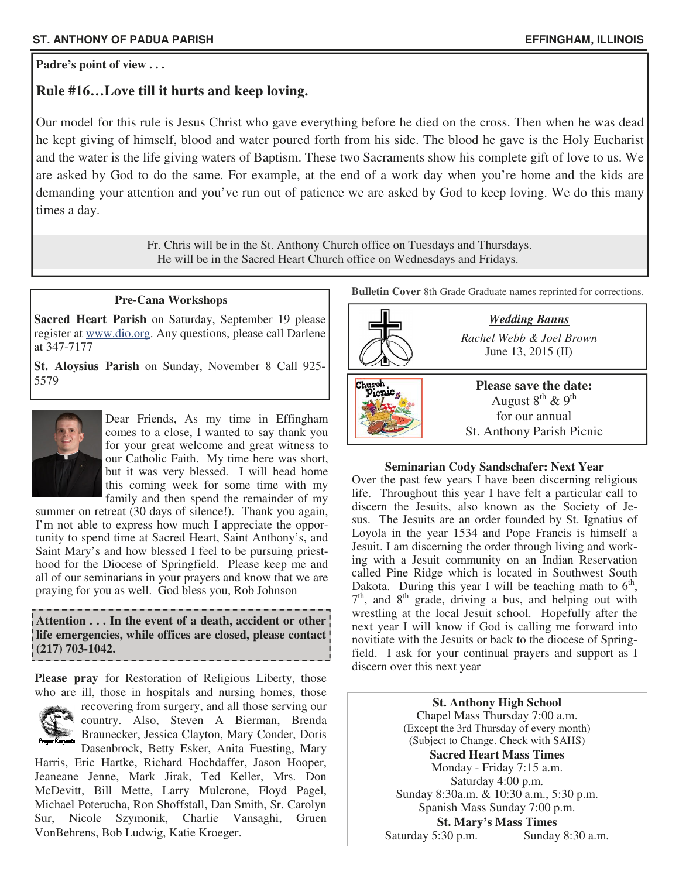**Padre's point of view . . .**

## Rule #16…Love till it hurts and keep loving.

Our model for this rule is Jesus Christ who gave everything before he died on the cross. Then when he was dead he kept giving of himself, blood and water poured forth from his side. The blood he gave is the Holy Eucharist and the water is the life giving waters of Baptism. These two Sacraments show his complete gift of love to us. We are asked by God to do the same. For example, at the end of a work day when you're home and the kids are demanding your attention and you've run out of patience we are asked by God to keep loving. We do this many times a day.

Fr. Chris will be in the St. Anthony Church office on Tuesdays and Thursdays.
He will be in the Sacred Heart Church office on Wednesdays and Fridays.

### Pre-Cana Workshops

**Sacred Heart Parish** on Saturday, September 19 please register at www.dio.org. Any questions, please call Darlene at 347-7177

**St. Aloysius Parish** on Sunday, November 8 Call 925-5579

Dear Friends, As my time in Effingham comes to a close, I wanted to say thank you for your great welcome and great witness to our Catholic Faith. My time here was short, but it was very blessed. I will head home this coming week for some time with my family and then spend the remainder of my summer on retreat (30 days of silence!). Thank you again, I'm not able to express how much I appreciate the opportunity to spend time at Sacred Heart, Saint Anthony's, and Saint Mary's and how blessed I feel to be pursuing priesthood for the Diocese of Springfield. Please keep me and all of our seminarians in your prayers and know that we are praying for you as well. God bless you, Rob Johnson

**Attention . . . In the event of a death, accident or other life emergencies, while offices are closed, please contact (217) 703-1042.**

**Please pray** for Restoration of Religious Liberty, those who are ill, those in hospitals and nursing homes, those recovering from surgery, and all those serving our country. Also, Steven A Bierman, Brenda Braunecker, Jessica Clayton, Mary Conder, Doris Dasenbrock, Betty Esker, Anita Fuesting, Mary Harris, Eric Hartke, Richard Hochdaffer, Jason Hooper, Jeaneane Jenne, Mark Jirak, Ted Keller, Mrs. Don McDevitt, Bill Mette, Larry Mulcrone, Floyd Pagel, Michael Poterucha, Ron Shoffstall, Dan Smith, Sr. Carolyn Sur, Nicole Szymonik, Charlie Vansaghi, Gruen VonBehrens, Bob Ludwig, Katie Kroeger.

**Bulletin Cover** 8th Grade Graduate names reprinted for corrections.

***Wedding Banns***

*Rachel Webb & Joel Brown*
June 13, 2015 (II)

**Please save the date:**
August 8th & 9th
for our annual
St. Anthony Parish Picnic

### Seminarian Cody Sandschafer: Next Year

Over the past few years I have been discerning religious life. Throughout this year I have felt a particular call to discern the Jesuits, also known as the Society of Jesus. The Jesuits are an order founded by St. Ignatius of Loyola in the year 1534 and Pope Francis is himself a Jesuit. I am discerning the order through living and working with a Jesuit community on an Indian Reservation called Pine Ridge which is located in Southwest South Dakota. During this year I will be teaching math to 6th, 7th, and 8th grade, driving a bus, and helping out with wrestling at the local Jesuit school. Hopefully after the next year I will know if God is calling me forward into novitiate with the Jesuits or back to the diocese of Springfield. I ask for your continual prayers and support as I discern over this next year

**St. Anthony High School**
Chapel Mass Thursday 7:00 a.m.
(Except the 3rd Thursday of every month)
(Subject to Change. Check with SAHS)

**Sacred Heart Mass Times**
Monday - Friday 7:15 a.m.
Saturday 4:00 p.m.
Sunday 8:30a.m. & 10:30 a.m., 5:30 p.m.
Spanish Mass Sunday 7:00 p.m.

**St. Mary's Mass Times**
Saturday 5:30 p.m. Sunday 8:30 a.m.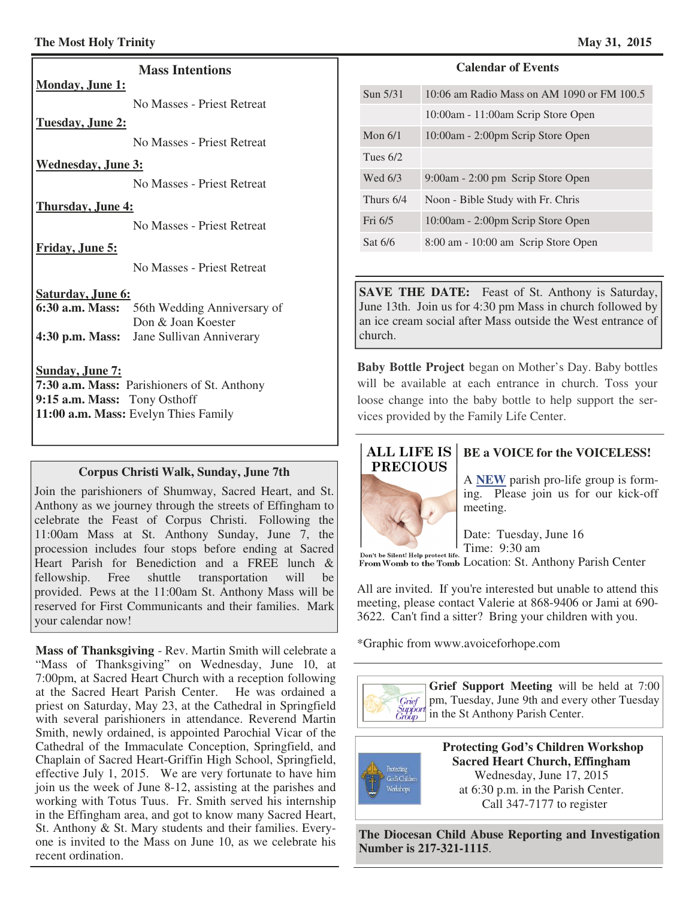## Mass Intentions

**Monday, June 1:**

No Masses - Priest Retreat

**Tuesday, June 2:**

No Masses - Priest Retreat

**Wednesday, June 3:**

No Masses - Priest Retreat

**Thursday, June 4:**

No Masses - Priest Retreat

**Friday, June 5:**

No Masses - Priest Retreat

**Saturday, June 6:**

**6:30 a.m. Mass:** 56th Wedding Anniversary of Don & Joan Koester

**4:30 p.m. Mass:** Jane Sullivan Anniverary

**Sunday, June 7:**

**7:30 a.m. Mass:** Parishioners of St. Anthony

**9:15 a.m. Mass:** Tony Osthoff

**11:00 a.m. Mass:** Evelyn Thies Family

### Corpus Christi Walk, Sunday, June 7th

Join the parishioners of Shumway, Sacred Heart, and St. Anthony as we journey through the streets of Effingham to celebrate the Feast of Corpus Christi. Following the 11:00am Mass at St. Anthony Sunday, June 7, the procession includes four stops before ending at Sacred Heart Parish for Benediction and a FREE lunch & fellowship. Free shuttle transportation will be provided. Pews at the 11:00am St. Anthony Mass will be reserved for First Communicants and their families. Mark your calendar now!

**Mass of Thanksgiving** - Rev. Martin Smith will celebrate a "Mass of Thanksgiving" on Wednesday, June 10, at 7:00pm, at Sacred Heart Church with a reception following at the Sacred Heart Parish Center. He was ordained a priest on Saturday, May 23, at the Cathedral in Springfield with several parishioners in attendance. Reverend Martin Smith, newly ordained, is appointed Parochial Vicar of the Cathedral of the Immaculate Conception, Springfield, and Chaplain of Sacred Heart-Griffin High School, Springfield, effective July 1, 2015. We are very fortunate to have him join us the week of June 8-12, assisting at the parishes and working with Totus Tuus. Fr. Smith served his internship in the Effingham area, and got to know many Sacred Heart, St. Anthony & St. Mary students and their families. Everyone is invited to the Mass on June 10, as we celebrate his recent ordination.

## Calendar of Events

| | |
|---|---|
| Sun 5/31 | 10:06 am Radio Mass on AM 1090 or FM 100.5 |
| | 10:00am - 11:00am Scrip Store Open |
| Mon 6/1 | 10:00am - 2:00pm Scrip Store Open |
| Tues 6/2 | |
| Wed 6/3 | 9:00am - 2:00 pm Scrip Store Open |
| Thurs 6/4 | Noon - Bible Study with Fr. Chris |
| Fri 6/5 | 10:00am - 2:00pm Scrip Store Open |
| Sat 6/6 | 8:00 am - 10:00 am Scrip Store Open |

**SAVE THE DATE:** Feast of St. Anthony is Saturday, June 13th. Join us for 4:30 pm Mass in church followed by an ice cream social after Mass outside the West entrance of church.

**Baby Bottle Project** began on Mother's Day. Baby bottles will be available at each entrance in church. Toss your loose change into the baby bottle to help support the services provided by the Family Life Center.

**ALL LIFE IS PRECIOUS**

Don't be Silent! Help protect life. From Womb to the Tomb

### BE a VOICE for the VOICELESS!

A **NEW** parish pro-life group is forming. Please join us for our kick-off meeting.

Date: Tuesday, June 16
Time: 9:30 am
Location: St. Anthony Parish Center

All are invited. If you're interested but unable to attend this meeting, please contact Valerie at 868-9406 or Jami at 690-3622. Can't find a sitter? Bring your children with you.

*Graphic from www.avoiceforhope.com

**Grief Support Meeting** will be held at 7:00 pm, Tuesday, June 9th and every other Tuesday in the St Anthony Parish Center.

**Protecting God's Children Workshop**
**Sacred Heart Church, Effingham**
Wednesday, June 17, 2015
at 6:30 p.m. in the Parish Center.
Call 347-7177 to register

**The Diocesan Child Abuse Reporting and Investigation Number is 217-321-1115**.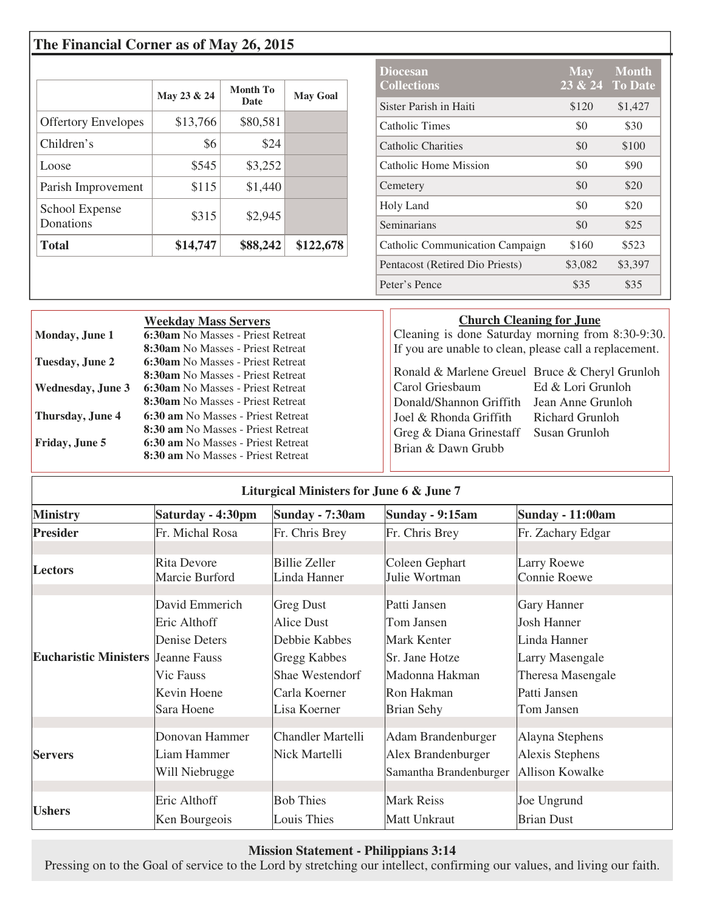## The Financial Corner as of May 26, 2015

| | May 23 & 24 | Month To Date | May Goal |
|---|---|---|---|
| Offertory Envelopes | $13,766 | $80,581 | |
| Children's | $6 | $24 | |
| Loose | $545 | $3,252 | |
| Parish Improvement | $115 | $1,440 | |
| School Expense Donations | $315 | $2,945 | |
| **Total** | **$14,747** | **$88,242** | **$122,678** |

| Diocesan Collections | May 23 & 24 | Month To Date |
|---|---|---|
| Sister Parish in Haiti | $120 | $1,427 |
| Catholic Times | $0 | $30 |
| Catholic Charities | $0 | $100 |
| Catholic Home Mission | $0 | $90 |
| Cemetery | $0 | $20 |
| Holy Land | $0 | $20 |
| Seminarians | $0 | $25 |
| Catholic Communication Campaign | $160 | $523 |
| Pentacost (Retired Dio Priests) | $3,082 | $3,397 |
| Peter's Pence | $35 | $35 |

### Weekday Mass Servers

**Monday, June 1**
**6:30am** No Masses - Priest Retreat
**8:30am** No Masses - Priest Retreat

**Tuesday, June 2**
**6:30am** No Masses - Priest Retreat
**8:30am** No Masses - Priest Retreat

**Wednesday, June 3**
**6:30am** No Masses - Priest Retreat
**8:30am** No Masses - Priest Retreat

**Thursday, June 4**
**6:30 am** No Masses - Priest Retreat
**8:30 am** No Masses - Priest Retreat

**Friday, June 5**
**6:30 am** No Masses - Priest Retreat
**8:30 am** No Masses - Priest Retreat

### Church Cleaning for June

Cleaning is done Saturday morning from 8:30-9:30. If you are unable to clean, please call a replacement.

Ronald & Marlene Greuel
Carol Griesbaum
Donald/Shannon Griffith
Joel & Rhonda Griffith
Greg & Diana Grinestaff
Brian & Dawn Grubb
Bruce & Cheryl Grunloh
Ed & Lori Grunloh
Jean Anne Grunloh
Richard Grunloh
Susan Grunloh

### Liturgical Ministers for June 6 & June 7

| Ministry | Saturday - 4:30pm | Sunday - 7:30am | Sunday - 9:15am | Sunday - 11:00am |
|---|---|---|---|---|
| Presider | Fr. Michal Rosa | Fr. Chris Brey | Fr. Chris Brey | Fr. Zachary Edgar |
| Lectors | Rita Devore<br>Marcie Burford | Billie Zeller<br>Linda Hanner | Coleen Gephart<br>Julie Wortman | Larry Roewe<br>Connie Roewe |
| Eucharistic Ministers | David Emmerich<br>Eric Althoff<br>Denise Deters<br>Jeanne Fauss<br>Vic Fauss<br>Kevin Hoene<br>Sara Hoene | Greg Dust<br>Alice Dust<br>Debbie Kabbes<br>Gregg Kabbes<br>Shae Westendorf<br>Carla Koerner<br>Lisa Koerner | Patti Jansen<br>Tom Jansen<br>Mark Kenter<br>Sr. Jane Hotze<br>Madonna Hakman<br>Ron Hakman<br>Brian Sehy | Gary Hanner<br>Josh Hanner<br>Linda Hanner<br>Larry Masengale<br>Theresa Masengale<br>Patti Jansen<br>Tom Jansen |
| Servers | Donovan Hammer<br>Liam Hammer<br>Will Niebrugge | Chandler Martelli<br>Nick Martelli | Adam Brandenburger<br>Alex Brandenburger<br>Samantha Brandenburger | Alayna Stephens<br>Alexis Stephens<br>Allison Kowalke |
| Ushers | Eric Althoff<br>Ken Bourgeois | Bob Thies<br>Louis Thies | Mark Reiss<br>Matt Unkraut | Joe Ungrund<br>Brian Dust |

**Mission Statement - Philippians 3:14**

Pressing on to the Goal of service to the Lord by stretching our intellect, confirming our values, and living our faith.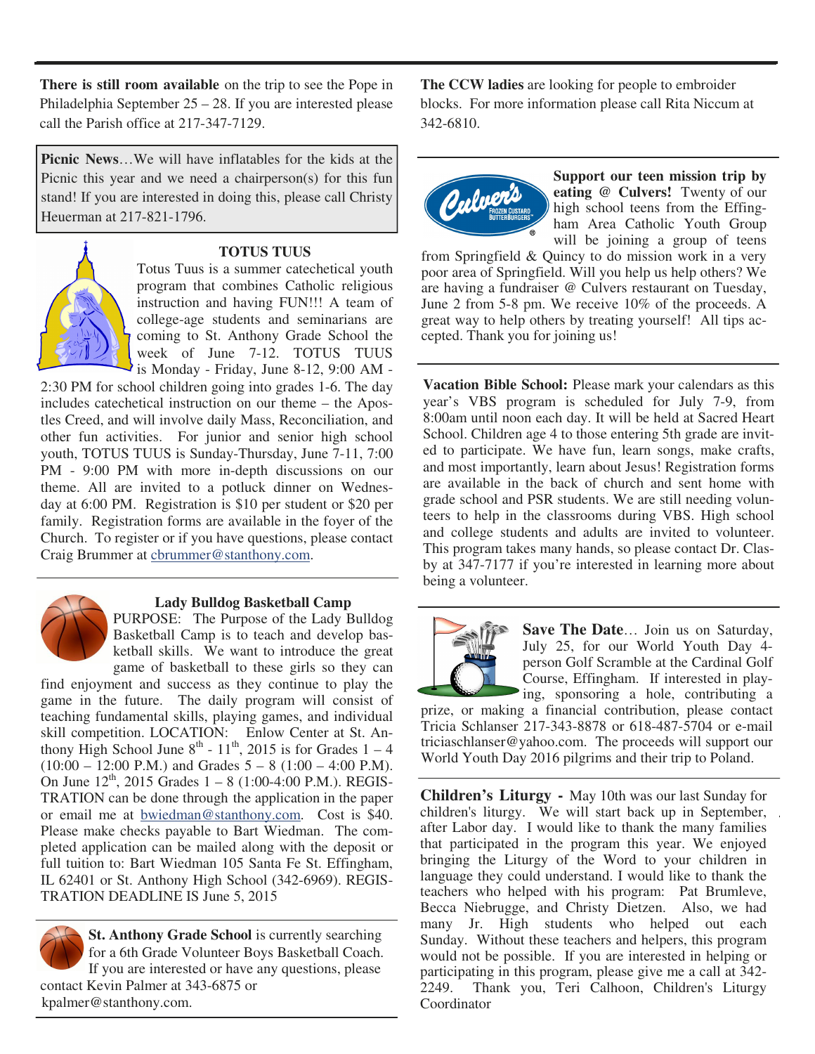**There is still room available** on the trip to see the Pope in Philadelphia September 25 – 28. If you are interested please call the Parish office at 217-347-7129.

**Picnic News**…We will have inflatables for the kids at the Picnic this year and we need a chairperson(s) for this fun stand! If you are interested in doing this, please call Christy Heuerman at 217-821-1796.

### TOTUS TUUS

Totus Tuus is a summer catechetical youth program that combines Catholic religious instruction and having FUN!!! A team of college-age students and seminarians are coming to St. Anthony Grade School the week of June 7-12. TOTUS TUUS is Monday - Friday, June 8-12, 9:00 AM - 2:30 PM for school children going into grades 1-6. The day includes catechetical instruction on our theme – the Apostles Creed, and will involve daily Mass, Reconciliation, and other fun activities. For junior and senior high school youth, TOTUS TUUS is Sunday-Thursday, June 7-11, 7:00 PM - 9:00 PM with more in-depth discussions on our theme. All are invited to a potluck dinner on Wednesday at 6:00 PM. Registration is $10 per student or $20 per family. Registration forms are available in the foyer of the Church. To register or if you have questions, please contact Craig Brummer at cbrummer@stanthony.com.

### Lady Bulldog Basketball Camp

PURPOSE: The Purpose of the Lady Bulldog Basketball Camp is to teach and develop basketball skills. We want to introduce the great game of basketball to these girls so they can find enjoyment and success as they continue to play the game in the future. The daily program will consist of teaching fundamental skills, playing games, and individual skill competition. LOCATION: Enlow Center at St. Anthony High School June 8th - 11th, 2015 is for Grades 1 – 4 (10:00 – 12:00 P.M.) and Grades 5 – 8 (1:00 – 4:00 P.M). On June 12th, 2015 Grades 1 – 8 (1:00-4:00 P.M.). REGISTRATION can be done through the application in the paper or email me at bwiedman@stanthony.com. Cost is $40. Please make checks payable to Bart Wiedman. The completed application can be mailed along with the deposit or full tuition to: Bart Wiedman 105 Santa Fe St. Effingham, IL 62401 or St. Anthony High School (342-6969). REGISTRATION DEADLINE IS June 5, 2015

**St. Anthony Grade School** is currently searching for a 6th Grade Volunteer Boys Basketball Coach. If you are interested or have any questions, please contact Kevin Palmer at 343-6875 or kpalmer@stanthony.com.

**The CCW ladies** are looking for people to embroider blocks. For more information please call Rita Niccum at 342-6810.

**Support our teen mission trip by eating @ Culvers!** Twenty of our high school teens from the Effingham Area Catholic Youth Group will be joining a group of teens from Springfield & Quincy to do mission work in a very poor area of Springfield. Will you help us help others? We are having a fundraiser @ Culvers restaurant on Tuesday, June 2 from 5-8 pm. We receive 10% of the proceeds. A great way to help others by treating yourself! All tips accepted. Thank you for joining us!

**Vacation Bible School:** Please mark your calendars as this year's VBS program is scheduled for July 7-9, from 8:00am until noon each day. It will be held at Sacred Heart School. Children age 4 to those entering 5th grade are invited to participate. We have fun, learn songs, make crafts, and most importantly, learn about Jesus! Registration forms are available in the back of church and sent home with grade school and PSR students. We are still needing volunteers to help in the classrooms during VBS. High school and college students and adults are invited to volunteer. This program takes many hands, so please contact Dr. Clasby at 347-7177 if you're interested in learning more about being a volunteer.

**Save The Date**… Join us on Saturday, July 25, for our World Youth Day 4-person Golf Scramble at the Cardinal Golf Course, Effingham. If interested in playing, sponsoring a hole, contributing a prize, or making a financial contribution, please contact Tricia Schlanser 217-343-8878 or 618-487-5704 or e-mail triciaschlanser@yahoo.com. The proceeds will support our World Youth Day 2016 pilgrims and their trip to Poland.

**Children's Liturgy -** May 10th was our last Sunday for children's liturgy. We will start back up in September, after Labor day. I would like to thank the many families that participated in the program this year. We enjoyed bringing the Liturgy of the Word to your children in language they could understand. I would like to thank the teachers who helped with his program: Pat Brumleve, Becca Niebrugge, and Christy Dietzen. Also, we had many Jr. High students who helped out each Sunday. Without these teachers and helpers, this program would not be possible. If you are interested in helping or participating in this program, please give me a call at 342-2249. Thank you, Teri Calhoon, Children's Liturgy Coordinator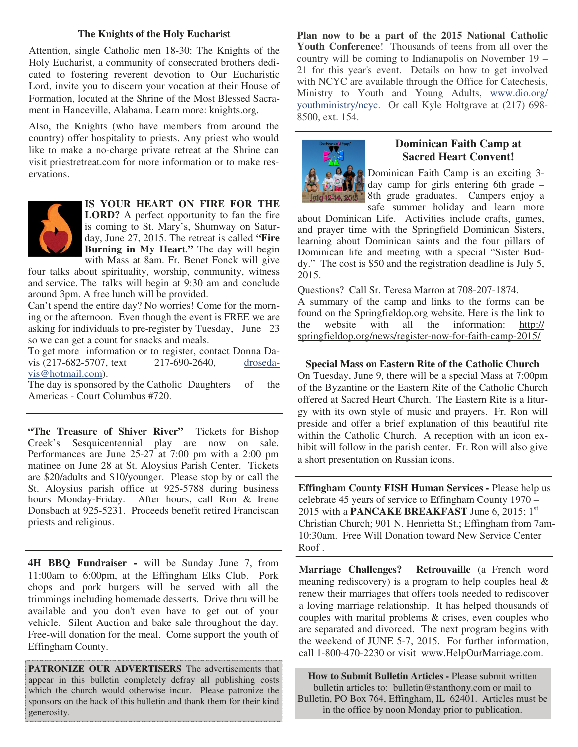### The Knights of the Holy Eucharist

Attention, single Catholic men 18-30: The Knights of the Holy Eucharist, a community of consecrated brothers dedicated to fostering reverent devotion to Our Eucharistic Lord, invite you to discern your vocation at their House of Formation, located at the Shrine of the Most Blessed Sacrament in Hanceville, Alabama. Learn more: knights.org.

Also, the Knights (who have members from around the country) offer hospitality to priests. Any priest who would like to make a no-charge private retreat at the Shrine can visit priestretreat.com for more information or to make reservations.

---

**IS YOUR HEART ON FIRE FOR THE LORD?** A perfect opportunity to fan the fire is coming to St. Mary's, Shumway on Saturday, June 27, 2015. The retreat is called **"Fire Burning in My Heart."** The day will begin with Mass at 8am. Fr. Benet Fonck will give four talks about spirituality, worship, community, witness and service. The talks will begin at 9:30 am and conclude around 3pm. A free lunch will be provided.

Can't spend the entire day? No worries! Come for the morning or the afternoon. Even though the event is FREE we are asking for individuals to pre-register by Tuesday, June 23 so we can get a count for snacks and meals.

To get more information or to register, contact Donna Davis (217-682-5707, text 217-690-2640, drosedavis@hotmail.com).

The day is sponsored by the Catholic Daughters of the Americas - Court Columbus #720.

---

**"The Treasure of Shiver River"** Tickets for Bishop Creek's Sesquicentennial play are now on sale. Performances are June 25-27 at 7:00 pm with a 2:00 pm matinee on June 28 at St. Aloysius Parish Center. Tickets are $20/adults and $10/younger. Please stop by or call the St. Aloysius parish office at 925-5788 during business hours Monday-Friday. After hours, call Ron & Irene Donsbach at 925-5231. Proceeds benefit retired Franciscan priests and religious.

---

**4H BBQ Fundraiser -** will be Sunday June 7, from 11:00am to 6:00pm, at the Effingham Elks Club. Pork chops and pork burgers will be served with all the trimmings including homemade desserts. Drive thru will be available and you don't even have to get out of your vehicle. Silent Auction and bake sale throughout the day. Free-will donation for the meal. Come support the youth of Effingham County.

---

**PATRONIZE OUR ADVERTISERS** The advertisements that appear in this bulletin completely defray all publishing costs which the church would otherwise incur. Please patronize the sponsors on the back of this bulletin and thank them for their kind generosity.

---

**Plan now to be a part of the 2015 National Catholic Youth Conference**! Thousands of teens from all over the country will be coming to Indianapolis on November 19 – 21 for this year's event. Details on how to get involved with NCYC are available through the Office for Catechesis, Ministry to Youth and Young Adults, www.dio.org/youthministry/ncyc. Or call Kyle Holtgrave at (217) 698-8500, ext. 154.

---

### Dominican Faith Camp at Sacred Heart Convent!

Dominican Faith Camp is an exciting 3-day camp for girls entering 6th grade – 8th grade graduates. Campers enjoy a safe summer holiday and learn more about Dominican Life. Activities include crafts, games, and prayer time with the Springfield Dominican Sisters, learning about Dominican saints and the four pillars of Dominican life and meeting with a special "Sister Buddy." The cost is $50 and the registration deadline is July 5, 2015.

Questions? Call Sr. Teresa Marron at 708-207-1874.

A summary of the camp and links to the forms can be found on the Springfieldop.org website. Here is the link to the website with all the information: http://springfieldop.org/news/register-now-for-faith-camp-2015/

---

### Special Mass on Eastern Rite of the Catholic Church

On Tuesday, June 9, there will be a special Mass at 7:00pm of the Byzantine or the Eastern Rite of the Catholic Church offered at Sacred Heart Church. The Eastern Rite is a liturgy with its own style of music and prayers. Fr. Ron will preside and offer a brief explanation of this beautiful rite within the Catholic Church. A reception with an icon exhibit will follow in the parish center. Fr. Ron will also give a short presentation on Russian icons.

---

**Effingham County FISH Human Services -** Please help us celebrate 45 years of service to Effingham County 1970 – 2015 with a **PANCAKE BREAKFAST** June 6, 2015; 1st Christian Church; 901 N. Henrietta St.; Effingham from 7am-10:30am. Free Will Donation toward New Service Center Roof .

---

**Marriage Challenges? Retrouvaille** (a French word meaning rediscovery) is a program to help couples heal & renew their marriages that offers tools needed to rediscover a loving marriage relationship. It has helped thousands of couples with marital problems & crises, even couples who are separated and divorced. The next program begins with the weekend of JUNE 5-7, 2015. For further information, call 1-800-470-2230 or visit www.HelpOurMarriage.com.

---

**How to Submit Bulletin Articles -** Please submit written bulletin articles to: bulletin@stanthony.com or mail to Bulletin, PO Box 764, Effingham, IL 62401. Articles must be in the office by noon Monday prior to publication.